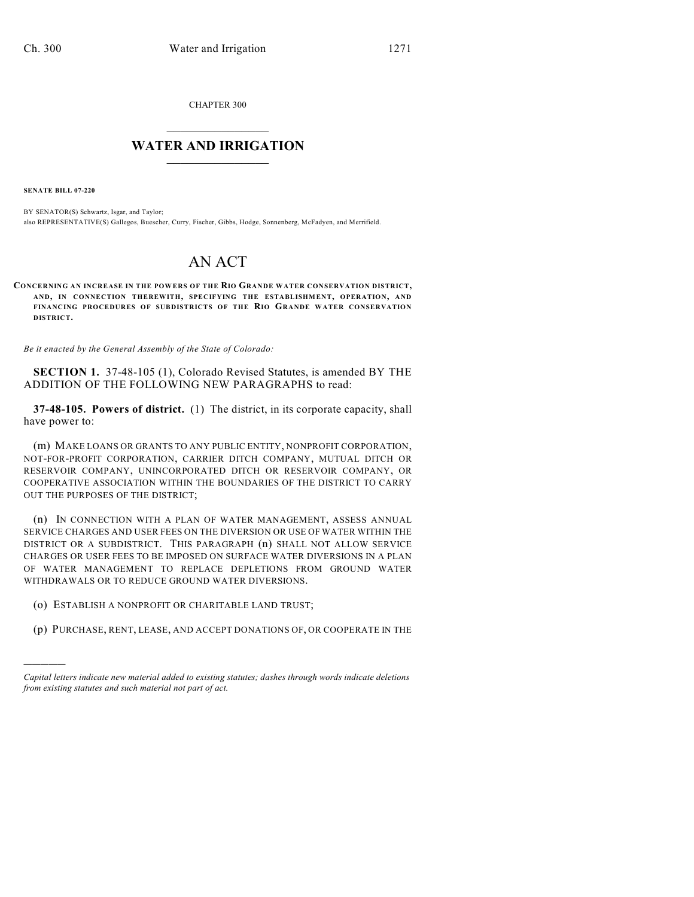CHAPTER 300

# WATER AND IRRIGATION

**SENATE BILL 07-220**

BY SENATOR(S) Schwartz, Isgar, and Taylor;
also REPRESENTATIVE(S) Gallegos, Buescher, Curry, Fischer, Gibbs, Hodge, Sonnenberg, McFadyen, and Merrifield.

# AN ACT

**CONCERNING AN INCREASE IN THE POWERS OF THE RIO GRANDE WATER CONSERVATION DISTRICT, AND, IN CONNECTION THEREWITH, SPECIFYING THE ESTABLISHMENT, OPERATION, AND FINANCING PROCEDURES OF SUBDISTRICTS OF THE RIO GRANDE WATER CONSERVATION DISTRICT.**

*Be it enacted by the General Assembly of the State of Colorado:*

**SECTION 1.** 37-48-105 (1), Colorado Revised Statutes, is amended BY THE ADDITION OF THE FOLLOWING NEW PARAGRAPHS to read:

**37-48-105. Powers of district.** (1) The district, in its corporate capacity, shall have power to:

(m) MAKE LOANS OR GRANTS TO ANY PUBLIC ENTITY, NONPROFIT CORPORATION, NOT-FOR-PROFIT CORPORATION, CARRIER DITCH COMPANY, MUTUAL DITCH OR RESERVOIR COMPANY, UNINCORPORATED DITCH OR RESERVOIR COMPANY, OR COOPERATIVE ASSOCIATION WITHIN THE BOUNDARIES OF THE DISTRICT TO CARRY OUT THE PURPOSES OF THE DISTRICT;

(n) IN CONNECTION WITH A PLAN OF WATER MANAGEMENT, ASSESS ANNUAL SERVICE CHARGES AND USER FEES ON THE DIVERSION OR USE OF WATER WITHIN THE DISTRICT OR A SUBDISTRICT. THIS PARAGRAPH (n) SHALL NOT ALLOW SERVICE CHARGES OR USER FEES TO BE IMPOSED ON SURFACE WATER DIVERSIONS IN A PLAN OF WATER MANAGEMENT TO REPLACE DEPLETIONS FROM GROUND WATER WITHDRAWALS OR TO REDUCE GROUND WATER DIVERSIONS.

(o) ESTABLISH A NONPROFIT OR CHARITABLE LAND TRUST;

(p) PURCHASE, RENT, LEASE, AND ACCEPT DONATIONS OF, OR COOPERATE IN THE

---

*Capital letters indicate new material added to existing statutes; dashes through words indicate deletions from existing statutes and such material not part of act.*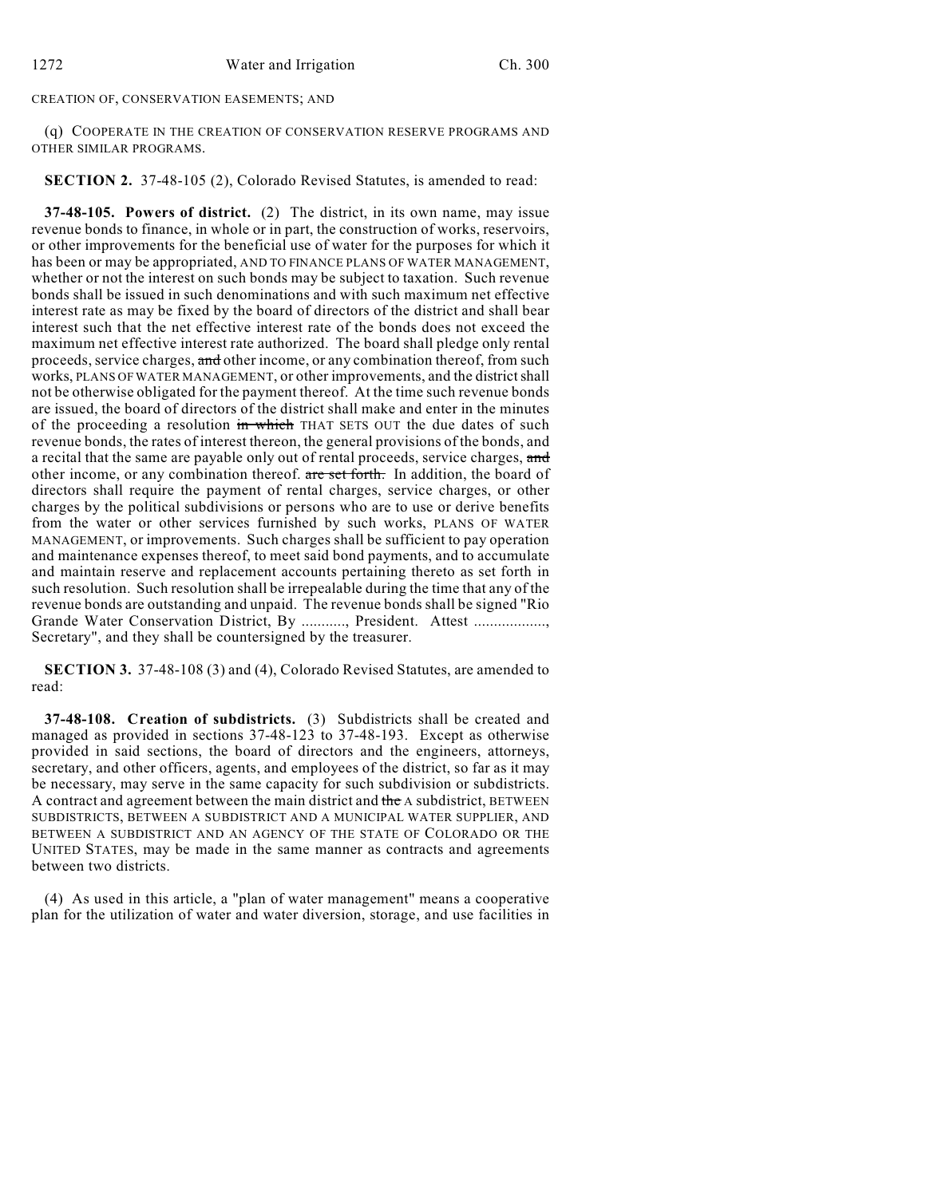CREATION OF, CONSERVATION EASEMENTS; AND

(q) COOPERATE IN THE CREATION OF CONSERVATION RESERVE PROGRAMS AND OTHER SIMILAR PROGRAMS.

**SECTION 2.** 37-48-105 (2), Colorado Revised Statutes, is amended to read:

**37-48-105. Powers of district.** (2) The district, in its own name, may issue revenue bonds to finance, in whole or in part, the construction of works, reservoirs, or other improvements for the beneficial use of water for the purposes for which it has been or may be appropriated, AND TO FINANCE PLANS OF WATER MANAGEMENT, whether or not the interest on such bonds may be subject to taxation. Such revenue bonds shall be issued in such denominations and with such maximum net effective interest rate as may be fixed by the board of directors of the district and shall bear interest such that the net effective interest rate of the bonds does not exceed the maximum net effective interest rate authorized. The board shall pledge only rental proceeds, service charges, ~~and~~ other income, or any combination thereof, from such works, PLANS OF WATER MANAGEMENT, or other improvements, and the district shall not be otherwise obligated for the payment thereof. At the time such revenue bonds are issued, the board of directors of the district shall make and enter in the minutes of the proceeding a resolution ~~in which~~ THAT SETS OUT the due dates of such revenue bonds, the rates of interest thereon, the general provisions of the bonds, and a recital that the same are payable only out of rental proceeds, service charges, ~~and~~ other income, or any combination thereof. ~~are set forth.~~ In addition, the board of directors shall require the payment of rental charges, service charges, or other charges by the political subdivisions or persons who are to use or derive benefits from the water or other services furnished by such works, PLANS OF WATER MANAGEMENT, or improvements. Such charges shall be sufficient to pay operation and maintenance expenses thereof, to meet said bond payments, and to accumulate and maintain reserve and replacement accounts pertaining thereto as set forth in such resolution. Such resolution shall be irrepealable during the time that any of the revenue bonds are outstanding and unpaid. The revenue bonds shall be signed "Rio Grande Water Conservation District, By ..........., President. Attest .................., Secretary", and they shall be countersigned by the treasurer.

**SECTION 3.** 37-48-108 (3) and (4), Colorado Revised Statutes, are amended to read:

**37-48-108. Creation of subdistricts.** (3) Subdistricts shall be created and managed as provided in sections 37-48-123 to 37-48-193. Except as otherwise provided in said sections, the board of directors and the engineers, attorneys, secretary, and other officers, agents, and employees of the district, so far as it may be necessary, may serve in the same capacity for such subdivision or subdistricts. A contract and agreement between the main district and ~~the~~ A subdistrict, BETWEEN SUBDISTRICTS, BETWEEN A SUBDISTRICT AND A MUNICIPAL WATER SUPPLIER, AND BETWEEN A SUBDISTRICT AND AN AGENCY OF THE STATE OF COLORADO OR THE UNITED STATES, may be made in the same manner as contracts and agreements between two districts.

(4) As used in this article, a "plan of water management" means a cooperative plan for the utilization of water and water diversion, storage, and use facilities in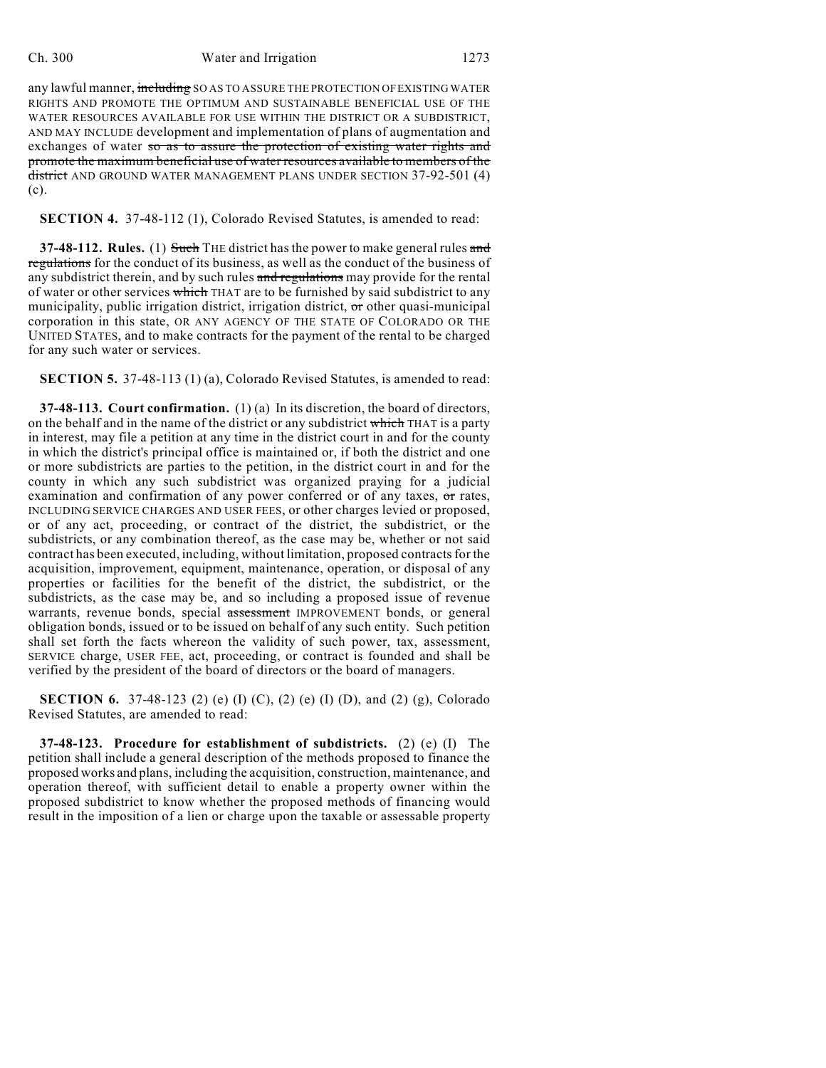any lawful manner, ~~including~~ SO AS TO ASSURE THE PROTECTION OF EXISTING WATER RIGHTS AND PROMOTE THE OPTIMUM AND SUSTAINABLE BENEFICIAL USE OF THE WATER RESOURCES AVAILABLE FOR USE WITHIN THE DISTRICT OR A SUBDISTRICT, AND MAY INCLUDE development and implementation of plans of augmentation and exchanges of water ~~so as to assure the protection of existing water rights and promote the maximum beneficial use of water resources available to members of the district~~ AND GROUND WATER MANAGEMENT PLANS UNDER SECTION 37-92-501 (4) (c).

**SECTION 4.** 37-48-112 (1), Colorado Revised Statutes, is amended to read:

**37-48-112. Rules.** (1) ~~Such~~ THE district has the power to make general rules ~~and regulations~~ for the conduct of its business, as well as the conduct of the business of any subdistrict therein, and by such rules ~~and regulations~~ may provide for the rental of water or other services ~~which~~ THAT are to be furnished by said subdistrict to any municipality, public irrigation district, irrigation district, ~~or~~ other quasi-municipal corporation in this state, OR ANY AGENCY OF THE STATE OF COLORADO OR THE UNITED STATES, and to make contracts for the payment of the rental to be charged for any such water or services.

**SECTION 5.** 37-48-113 (1) (a), Colorado Revised Statutes, is amended to read:

**37-48-113. Court confirmation.** (1) (a) In its discretion, the board of directors, on the behalf and in the name of the district or any subdistrict ~~which~~ THAT is a party in interest, may file a petition at any time in the district court in and for the county in which the district's principal office is maintained or, if both the district and one or more subdistricts are parties to the petition, in the district court in and for the county in which any such subdistrict was organized praying for a judicial examination and confirmation of any power conferred or of any taxes, ~~or~~ rates, INCLUDING SERVICE CHARGES AND USER FEES, or other charges levied or proposed, or of any act, proceeding, or contract of the district, the subdistrict, or the subdistricts, or any combination thereof, as the case may be, whether or not said contract has been executed, including, without limitation, proposed contracts for the acquisition, improvement, equipment, maintenance, operation, or disposal of any properties or facilities for the benefit of the district, the subdistrict, or the subdistricts, as the case may be, and so including a proposed issue of revenue warrants, revenue bonds, special ~~assessment~~ IMPROVEMENT bonds, or general obligation bonds, issued or to be issued on behalf of any such entity. Such petition shall set forth the facts whereon the validity of such power, tax, assessment, SERVICE charge, USER FEE, act, proceeding, or contract is founded and shall be verified by the president of the board of directors or the board of managers.

**SECTION 6.** 37-48-123 (2) (e) (I) (C), (2) (e) (I) (D), and (2) (g), Colorado Revised Statutes, are amended to read:

**37-48-123. Procedure for establishment of subdistricts.** (2) (e) (I) The petition shall include a general description of the methods proposed to finance the proposed works and plans, including the acquisition, construction, maintenance, and operation thereof, with sufficient detail to enable a property owner within the proposed subdistrict to know whether the proposed methods of financing would result in the imposition of a lien or charge upon the taxable or assessable property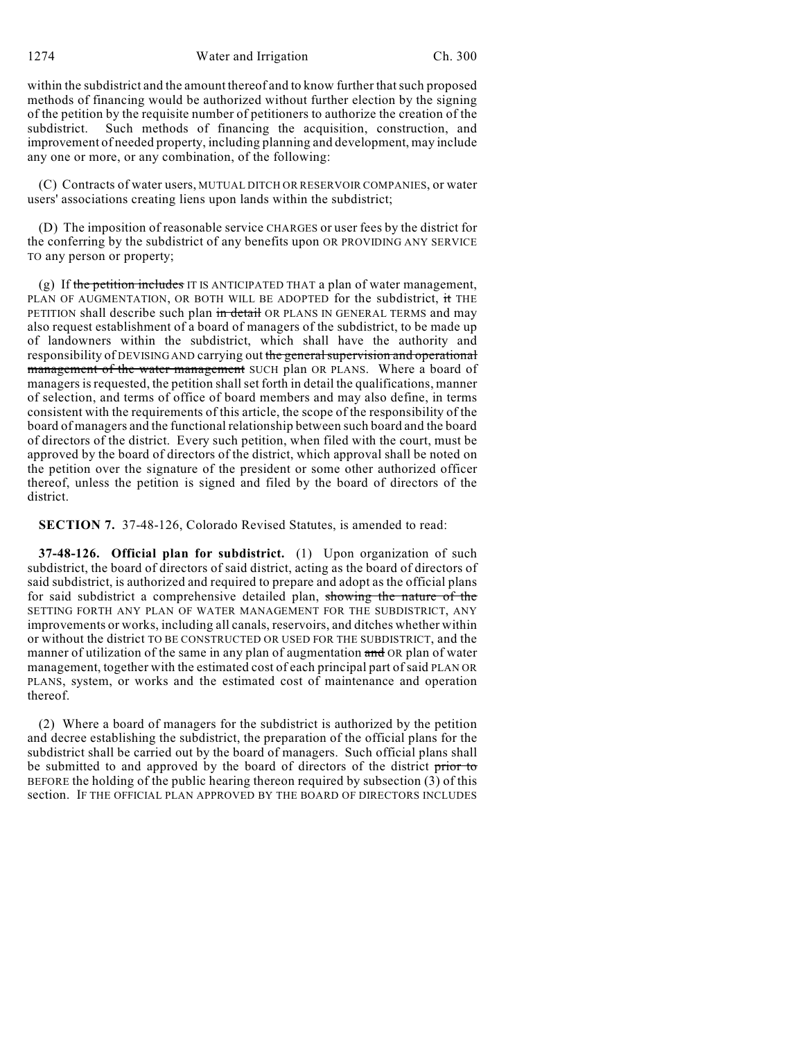within the subdistrict and the amount thereof and to know further that such proposed methods of financing would be authorized without further election by the signing of the petition by the requisite number of petitioners to authorize the creation of the subdistrict. Such methods of financing the acquisition, construction, and improvement of needed property, including planning and development, may include any one or more, or any combination, of the following:

(C) Contracts of water users, MUTUAL DITCH OR RESERVOIR COMPANIES, or water users' associations creating liens upon lands within the subdistrict;

(D) The imposition of reasonable service CHARGES or user fees by the district for the conferring by the subdistrict of any benefits upon OR PROVIDING ANY SERVICE TO any person or property;

(g) If ~~the petition includes~~ IT IS ANTICIPATED THAT a plan of water management, PLAN OF AUGMENTATION, OR BOTH WILL BE ADOPTED for the subdistrict, ~~it~~ THE PETITION shall describe such plan ~~in detail~~ OR PLANS IN GENERAL TERMS and may also request establishment of a board of managers of the subdistrict, to be made up of landowners within the subdistrict, which shall have the authority and responsibility of DEVISING AND carrying out ~~the general supervision and operational management of the water management~~ SUCH plan OR PLANS. Where a board of managers is requested, the petition shall set forth in detail the qualifications, manner of selection, and terms of office of board members and may also define, in terms consistent with the requirements of this article, the scope of the responsibility of the board of managers and the functional relationship between such board and the board of directors of the district. Every such petition, when filed with the court, must be approved by the board of directors of the district, which approval shall be noted on the petition over the signature of the president or some other authorized officer thereof, unless the petition is signed and filed by the board of directors of the district.

**SECTION 7.** 37-48-126, Colorado Revised Statutes, is amended to read:

**37-48-126. Official plan for subdistrict.** (1) Upon organization of such subdistrict, the board of directors of said district, acting as the board of directors of said subdistrict, is authorized and required to prepare and adopt as the official plans for said subdistrict a comprehensive detailed plan, ~~showing the nature of the~~ SETTING FORTH ANY PLAN OF WATER MANAGEMENT FOR THE SUBDISTRICT, ANY improvements or works, including all canals, reservoirs, and ditches whether within or without the district TO BE CONSTRUCTED OR USED FOR THE SUBDISTRICT, and the manner of utilization of the same in any plan of augmentation ~~and~~ OR plan of water management, together with the estimated cost of each principal part of said PLAN OR PLANS, system, or works and the estimated cost of maintenance and operation thereof.

(2) Where a board of managers for the subdistrict is authorized by the petition and decree establishing the subdistrict, the preparation of the official plans for the subdistrict shall be carried out by the board of managers. Such official plans shall be submitted to and approved by the board of directors of the district ~~prior to~~ BEFORE the holding of the public hearing thereon required by subsection (3) of this section. IF THE OFFICIAL PLAN APPROVED BY THE BOARD OF DIRECTORS INCLUDES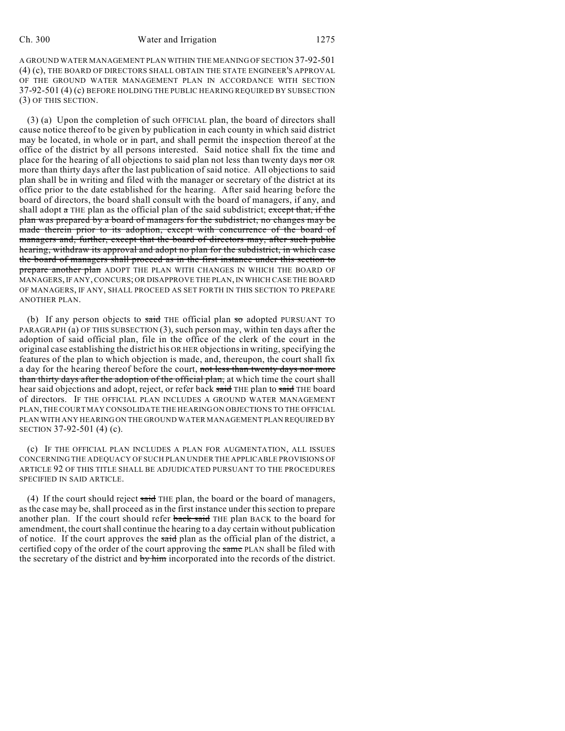A GROUND WATER MANAGEMENT PLAN WITHIN THE MEANING OF SECTION 37-92-501 (4) (c), THE BOARD OF DIRECTORS SHALL OBTAIN THE STATE ENGINEER'S APPROVAL OF THE GROUND WATER MANAGEMENT PLAN IN ACCORDANCE WITH SECTION 37-92-501 (4) (c) BEFORE HOLDING THE PUBLIC HEARING REQUIRED BY SUBSECTION (3) OF THIS SECTION.

(3) (a) Upon the completion of such OFFICIAL plan, the board of directors shall cause notice thereof to be given by publication in each county in which said district may be located, in whole or in part, and shall permit the inspection thereof at the office of the district by all persons interested. Said notice shall fix the time and place for the hearing of all objections to said plan not less than twenty days ~~nor~~ OR more than thirty days after the last publication of said notice. All objections to said plan shall be in writing and filed with the manager or secretary of the district at its office prior to the date established for the hearing. After said hearing before the board of directors, the board shall consult with the board of managers, if any, and shall adopt ~~a~~ THE plan as the official plan of the said subdistrict; ~~except that, if the plan was prepared by a board of managers for the subdistrict, no changes may be made therein prior to its adoption, except with concurrence of the board of managers and, further, except that the board of directors may, after such public hearing, withdraw its approval and adopt no plan for the subdistrict, in which case the board of managers shall proceed as in the first instance under this section to prepare another plan~~ ADOPT THE PLAN WITH CHANGES IN WHICH THE BOARD OF MANAGERS, IF ANY, CONCURS; OR DISAPPROVE THE PLAN, IN WHICH CASE THE BOARD OF MANAGERS, IF ANY, SHALL PROCEED AS SET FORTH IN THIS SECTION TO PREPARE ANOTHER PLAN.

(b) If any person objects to ~~said~~ THE official plan ~~so~~ adopted PURSUANT TO PARAGRAPH (a) OF THIS SUBSECTION (3), such person may, within ten days after the adoption of said official plan, file in the office of the clerk of the court in the original case establishing the district his OR HER objections in writing, specifying the features of the plan to which objection is made, and, thereupon, the court shall fix a day for the hearing thereof before the court, ~~not less than twenty days nor more than thirty days after the adoption of the official plan,~~ at which time the court shall hear said objections and adopt, reject, or refer back ~~said~~ THE plan to ~~said~~ THE board of directors. IF THE OFFICIAL PLAN INCLUDES A GROUND WATER MANAGEMENT PLAN, THE COURT MAY CONSOLIDATE THE HEARING ON OBJECTIONS TO THE OFFICIAL PLAN WITH ANY HEARING ON THE GROUND WATER MANAGEMENT PLAN REQUIRED BY SECTION 37-92-501 (4) (c).

(c) IF THE OFFICIAL PLAN INCLUDES A PLAN FOR AUGMENTATION, ALL ISSUES CONCERNING THE ADEQUACY OF SUCH PLAN UNDER THE APPLICABLE PROVISIONS OF ARTICLE 92 OF THIS TITLE SHALL BE ADJUDICATED PURSUANT TO THE PROCEDURES SPECIFIED IN SAID ARTICLE.

(4) If the court should reject ~~said~~ THE plan, the board or the board of managers, as the case may be, shall proceed as in the first instance under this section to prepare another plan. If the court should refer ~~back said~~ THE plan BACK to the board for amendment, the court shall continue the hearing to a day certain without publication of notice. If the court approves the ~~said~~ plan as the official plan of the district, a certified copy of the order of the court approving the ~~same~~ PLAN shall be filed with the secretary of the district and ~~by him~~ incorporated into the records of the district.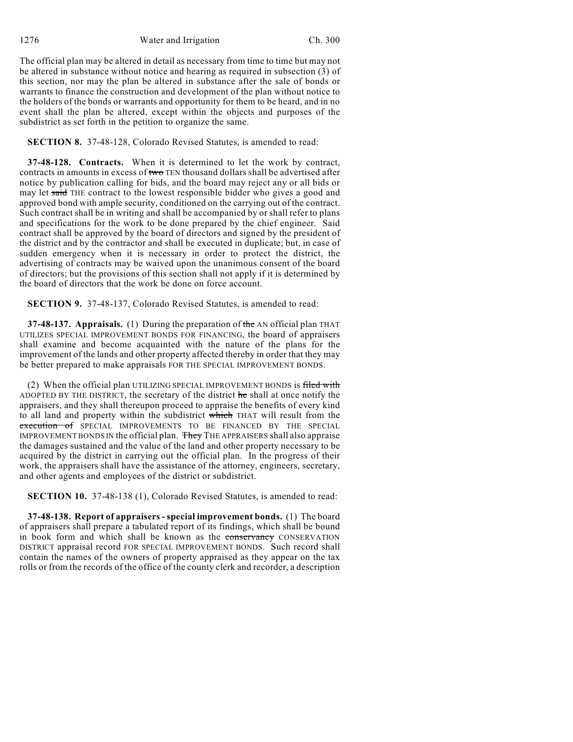The official plan may be altered in detail as necessary from time to time but may not be altered in substance without notice and hearing as required in subsection (3) of this section, nor may the plan be altered in substance after the sale of bonds or warrants to finance the construction and development of the plan without notice to the holders of the bonds or warrants and opportunity for them to be heard, and in no event shall the plan be altered, except within the objects and purposes of the subdistrict as set forth in the petition to organize the same.

**SECTION 8.** 37-48-128, Colorado Revised Statutes, is amended to read:

**37-48-128. Contracts.** When it is determined to let the work by contract, contracts in amounts in excess of ~~two~~ TEN thousand dollars shall be advertised after notice by publication calling for bids, and the board may reject any or all bids or may let ~~said~~ THE contract to the lowest responsible bidder who gives a good and approved bond with ample security, conditioned on the carrying out of the contract. Such contract shall be in writing and shall be accompanied by or shall refer to plans and specifications for the work to be done prepared by the chief engineer. Said contract shall be approved by the board of directors and signed by the president of the district and by the contractor and shall be executed in duplicate; but, in case of sudden emergency when it is necessary in order to protect the district, the advertising of contracts may be waived upon the unanimous consent of the board of directors; but the provisions of this section shall not apply if it is determined by the board of directors that the work be done on force account.

**SECTION 9.** 37-48-137, Colorado Revised Statutes, is amended to read:

**37-48-137. Appraisals.** (1) During the preparation of ~~the~~ AN official plan THAT UTILIZES SPECIAL IMPROVEMENT BONDS FOR FINANCING, the board of appraisers shall examine and become acquainted with the nature of the plans for the improvement of the lands and other property affected thereby in order that they may be better prepared to make appraisals FOR THE SPECIAL IMPROVEMENT BONDS.

(2) When the official plan UTILIZING SPECIAL IMPROVEMENT BONDS is ~~filed with~~ ADOPTED BY THE DISTRICT, the secretary of the district ~~he~~ shall at once notify the appraisers, and they shall thereupon proceed to appraise the benefits of every kind to all land and property within the subdistrict ~~which~~ THAT will result from the ~~execution of~~ SPECIAL IMPROVEMENTS TO BE FINANCED BY THE SPECIAL IMPROVEMENT BONDS IN the official plan. ~~They~~ THE APPRAISERS shall also appraise the damages sustained and the value of the land and other property necessary to be acquired by the district in carrying out the official plan. In the progress of their work, the appraisers shall have the assistance of the attorney, engineers, secretary, and other agents and employees of the district or subdistrict.

**SECTION 10.** 37-48-138 (1), Colorado Revised Statutes, is amended to read:

**37-48-138. Report of appraisers - special improvement bonds.** (1) The board of appraisers shall prepare a tabulated report of its findings, which shall be bound in book form and which shall be known as the ~~conservancy~~ CONSERVATION DISTRICT appraisal record FOR SPECIAL IMPROVEMENT BONDS. Such record shall contain the names of the owners of property appraised as they appear on the tax rolls or from the records of the office of the county clerk and recorder, a description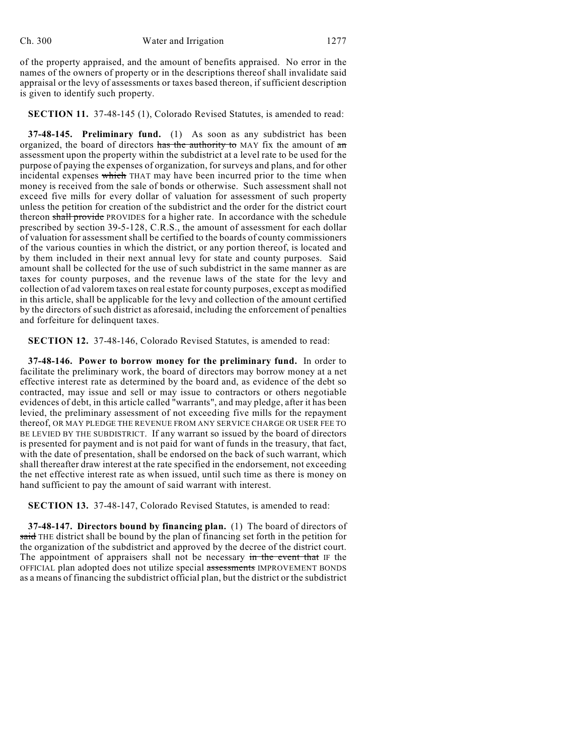of the property appraised, and the amount of benefits appraised. No error in the names of the owners of property or in the descriptions thereof shall invalidate said appraisal or the levy of assessments or taxes based thereon, if sufficient description is given to identify such property.

**SECTION 11.** 37-48-145 (1), Colorado Revised Statutes, is amended to read:

**37-48-145. Preliminary fund.** (1) As soon as any subdistrict has been organized, the board of directors ~~has the authority to~~ MAY fix the amount of ~~an~~ assessment upon the property within the subdistrict at a level rate to be used for the purpose of paying the expenses of organization, for surveys and plans, and for other incidental expenses ~~which~~ THAT may have been incurred prior to the time when money is received from the sale of bonds or otherwise. Such assessment shall not exceed five mills for every dollar of valuation for assessment of such property unless the petition for creation of the subdistrict and the order for the district court thereon ~~shall provide~~ PROVIDES for a higher rate. In accordance with the schedule prescribed by section 39-5-128, C.R.S., the amount of assessment for each dollar of valuation for assessment shall be certified to the boards of county commissioners of the various counties in which the district, or any portion thereof, is located and by them included in their next annual levy for state and county purposes. Said amount shall be collected for the use of such subdistrict in the same manner as are taxes for county purposes, and the revenue laws of the state for the levy and collection of ad valorem taxes on real estate for county purposes, except as modified in this article, shall be applicable for the levy and collection of the amount certified by the directors of such district as aforesaid, including the enforcement of penalties and forfeiture for delinquent taxes.

**SECTION 12.** 37-48-146, Colorado Revised Statutes, is amended to read:

**37-48-146. Power to borrow money for the preliminary fund.** In order to facilitate the preliminary work, the board of directors may borrow money at a net effective interest rate as determined by the board and, as evidence of the debt so contracted, may issue and sell or may issue to contractors or others negotiable evidences of debt, in this article called "warrants", and may pledge, after it has been levied, the preliminary assessment of not exceeding five mills for the repayment thereof, OR MAY PLEDGE THE REVENUE FROM ANY SERVICE CHARGE OR USER FEE TO BE LEVIED BY THE SUBDISTRICT. If any warrant so issued by the board of directors is presented for payment and is not paid for want of funds in the treasury, that fact, with the date of presentation, shall be endorsed on the back of such warrant, which shall thereafter draw interest at the rate specified in the endorsement, not exceeding the net effective interest rate as when issued, until such time as there is money on hand sufficient to pay the amount of said warrant with interest.

**SECTION 13.** 37-48-147, Colorado Revised Statutes, is amended to read:

**37-48-147. Directors bound by financing plan.** (1) The board of directors of ~~said~~ THE district shall be bound by the plan of financing set forth in the petition for the organization of the subdistrict and approved by the decree of the district court. The appointment of appraisers shall not be necessary ~~in the event that~~ IF the OFFICIAL plan adopted does not utilize special ~~assessments~~ IMPROVEMENT BONDS as a means of financing the subdistrict official plan, but the district or the subdistrict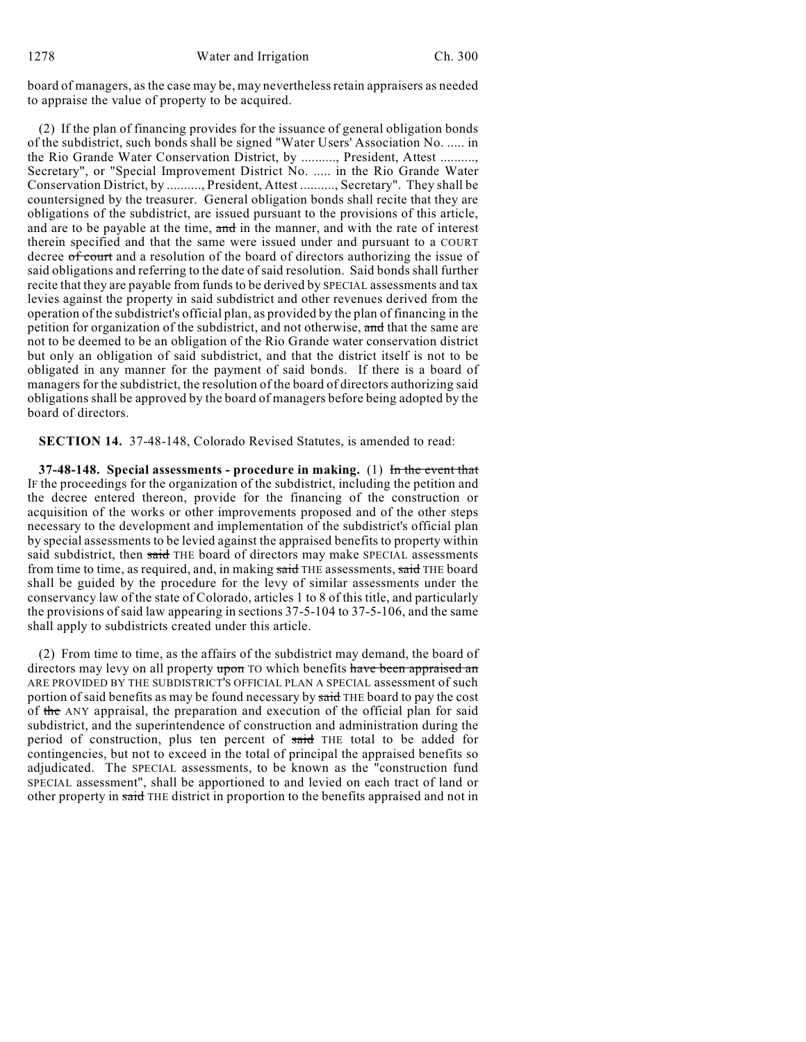board of managers, as the case may be, may nevertheless retain appraisers as needed to appraise the value of property to be acquired.

(2) If the plan of financing provides for the issuance of general obligation bonds of the subdistrict, such bonds shall be signed "Water Users' Association No. ..... in the Rio Grande Water Conservation District, by .........., President, Attest .........., Secretary", or "Special Improvement District No. ..... in the Rio Grande Water Conservation District, by .........., President, Attest .........., Secretary". They shall be countersigned by the treasurer. General obligation bonds shall recite that they are obligations of the subdistrict, are issued pursuant to the provisions of this article, and are to be payable at the time, ~~and~~ in the manner, and with the rate of interest therein specified and that the same were issued under and pursuant to a COURT decree ~~of court~~ and a resolution of the board of directors authorizing the issue of said obligations and referring to the date of said resolution. Said bonds shall further recite that they are payable from funds to be derived by SPECIAL assessments and tax levies against the property in said subdistrict and other revenues derived from the operation of the subdistrict's official plan, as provided by the plan of financing in the petition for organization of the subdistrict, and not otherwise, ~~and~~ and that the same are not to be deemed to be an obligation of the Rio Grande water conservation district but only an obligation of said subdistrict, and that the district itself is not to be obligated in any manner for the payment of said bonds. If there is a board of managers for the subdistrict, the resolution of the board of directors authorizing said obligations shall be approved by the board of managers before being adopted by the board of directors.

**SECTION 14.** 37-48-148, Colorado Revised Statutes, is amended to read:

**37-48-148. Special assessments - procedure in making.** (1) ~~In the event that~~ IF the proceedings for the organization of the subdistrict, including the petition and the decree entered thereon, provide for the financing of the construction or acquisition of the works or other improvements proposed and of the other steps necessary to the development and implementation of the subdistrict's official plan by special assessments to be levied against the appraised benefits to property within said subdistrict, then ~~said~~ THE board of directors may make SPECIAL assessments from time to time, as required, and, in making ~~said~~ THE assessments, ~~said~~ THE board shall be guided by the procedure for the levy of similar assessments under the conservancy law of the state of Colorado, articles 1 to 8 of this title, and particularly the provisions of said law appearing in sections 37-5-104 to 37-5-106, and the same shall apply to subdistricts created under this article.

(2) From time to time, as the affairs of the subdistrict may demand, the board of directors may levy on all property ~~upon~~ TO which benefits ~~have been appraised an~~ ARE PROVIDED BY THE SUBDISTRICT'S OFFICIAL PLAN A SPECIAL assessment of such portion of said benefits as may be found necessary by ~~said~~ THE board to pay the cost of ~~the~~ ANY appraisal, the preparation and execution of the official plan for said subdistrict, and the superintendence of construction and administration during the period of construction, plus ten percent of ~~said~~ THE total to be added for contingencies, but not to exceed in the total of principal the appraised benefits so adjudicated. The SPECIAL assessments, to be known as the "construction fund SPECIAL assessment", shall be apportioned to and levied on each tract of land or other property in ~~said~~ THE district in proportion to the benefits appraised and not in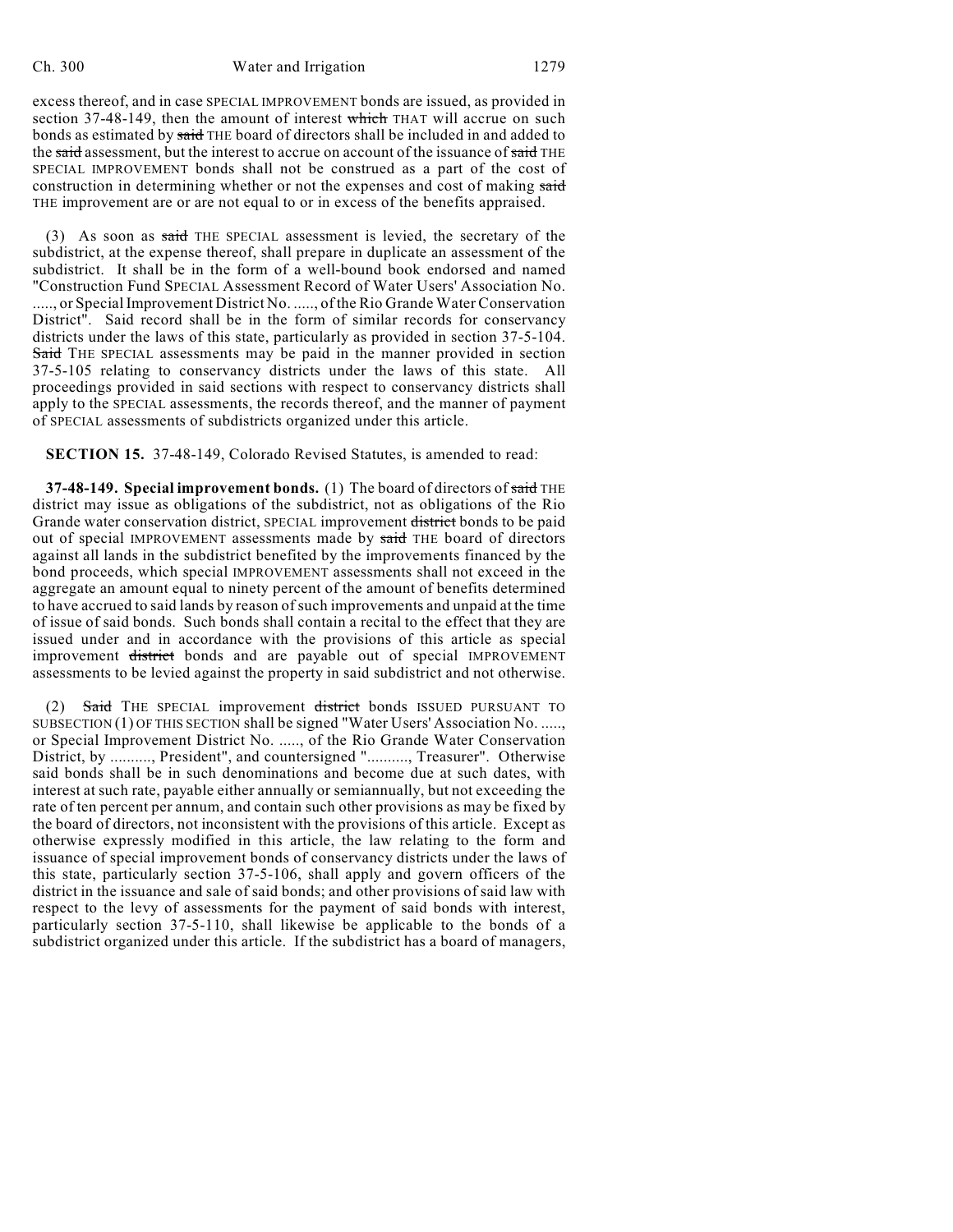excess thereof, and in case SPECIAL IMPROVEMENT bonds are issued, as provided in section 37-48-149, then the amount of interest ~~which~~ THAT will accrue on such bonds as estimated by ~~said~~ THE board of directors shall be included in and added to the ~~said~~ assessment, but the interest to accrue on account of the issuance of ~~said~~ THE SPECIAL IMPROVEMENT bonds shall not be construed as a part of the cost of construction in determining whether or not the expenses and cost of making ~~said~~ THE improvement are or are not equal to or in excess of the benefits appraised.

(3) As soon as ~~said~~ THE SPECIAL assessment is levied, the secretary of the subdistrict, at the expense thereof, shall prepare in duplicate an assessment of the subdistrict. It shall be in the form of a well-bound book endorsed and named "Construction Fund SPECIAL Assessment Record of Water Users' Association No. ....., or Special Improvement District No. ....., of the Rio Grande Water Conservation District". Said record shall be in the form of similar records for conservancy districts under the laws of this state, particularly as provided in section 37-5-104. ~~Said~~ THE SPECIAL assessments may be paid in the manner provided in section 37-5-105 relating to conservancy districts under the laws of this state. All proceedings provided in said sections with respect to conservancy districts shall apply to the SPECIAL assessments, the records thereof, and the manner of payment of SPECIAL assessments of subdistricts organized under this article.

**SECTION 15.** 37-48-149, Colorado Revised Statutes, is amended to read:

**37-48-149. Special improvement bonds.** (1) The board of directors of ~~said~~ THE district may issue as obligations of the subdistrict, not as obligations of the Rio Grande water conservation district, SPECIAL improvement ~~district~~ bonds to be paid out of special IMPROVEMENT assessments made by ~~said~~ THE board of directors against all lands in the subdistrict benefited by the improvements financed by the bond proceeds, which special IMPROVEMENT assessments shall not exceed in the aggregate an amount equal to ninety percent of the amount of benefits determined to have accrued to said lands by reason of such improvements and unpaid at the time of issue of said bonds. Such bonds shall contain a recital to the effect that they are issued under and in accordance with the provisions of this article as special improvement ~~district~~ bonds and are payable out of special IMPROVEMENT assessments to be levied against the property in said subdistrict and not otherwise.

(2) ~~Said~~ THE SPECIAL improvement ~~district~~ bonds ISSUED PURSUANT TO SUBSECTION (1) OF THIS SECTION shall be signed "Water Users' Association No. ....., or Special Improvement District No. ....., of the Rio Grande Water Conservation District, by .........., President", and countersigned ".........., Treasurer". Otherwise said bonds shall be in such denominations and become due at such dates, with interest at such rate, payable either annually or semiannually, but not exceeding the rate of ten percent per annum, and contain such other provisions as may be fixed by the board of directors, not inconsistent with the provisions of this article. Except as otherwise expressly modified in this article, the law relating to the form and issuance of special improvement bonds of conservancy districts under the laws of this state, particularly section 37-5-106, shall apply and govern officers of the district in the issuance and sale of said bonds; and other provisions of said law with respect to the levy of assessments for the payment of said bonds with interest, particularly section 37-5-110, shall likewise be applicable to the bonds of a subdistrict organized under this article. If the subdistrict has a board of managers,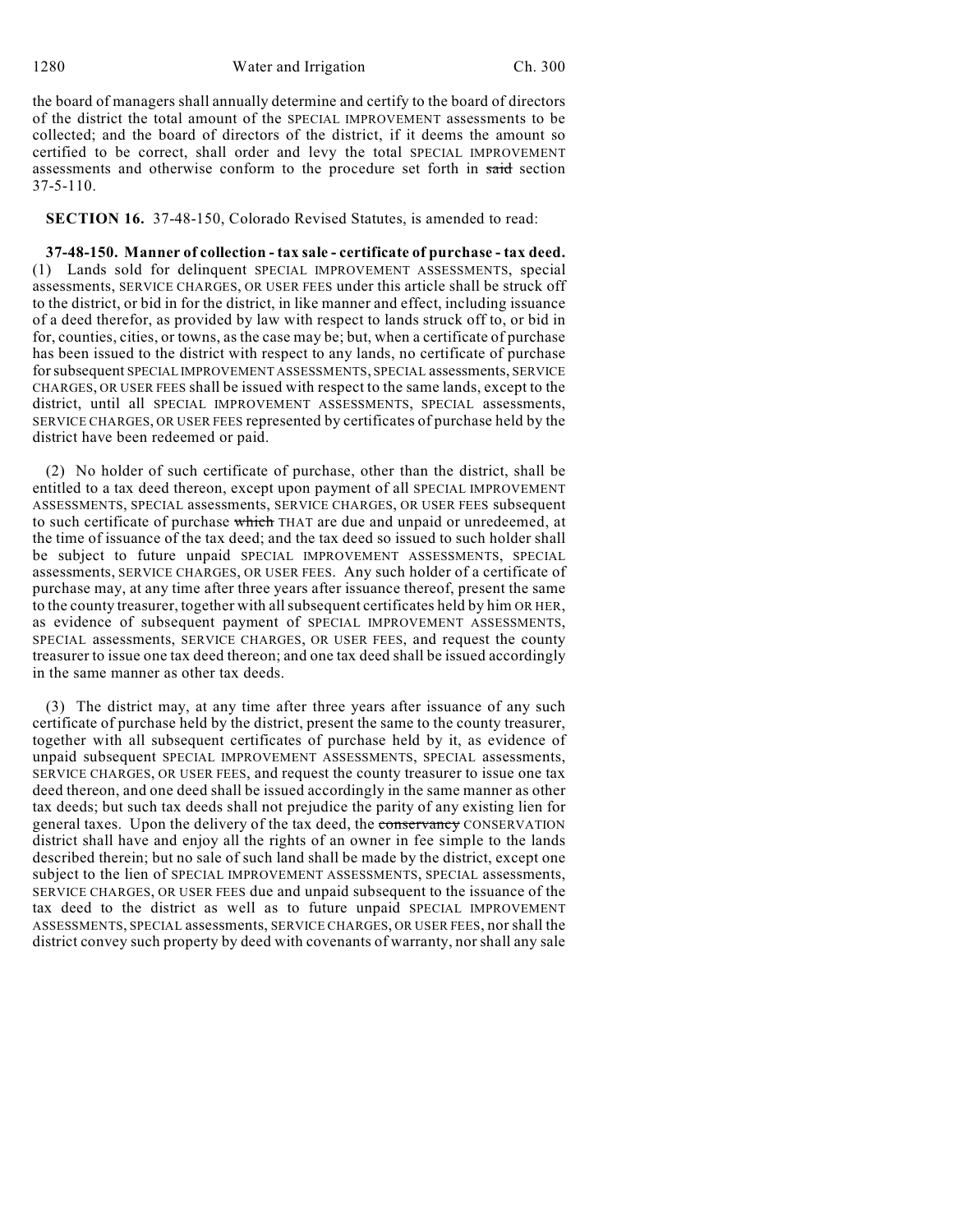the board of managers shall annually determine and certify to the board of directors of the district the total amount of the SPECIAL IMPROVEMENT assessments to be collected; and the board of directors of the district, if it deems the amount so certified to be correct, shall order and levy the total SPECIAL IMPROVEMENT assessments and otherwise conform to the procedure set forth in said section 37-5-110.

**SECTION 16.** 37-48-150, Colorado Revised Statutes, is amended to read:

**37-48-150. Manner of collection - tax sale - certificate of purchase - tax deed.** (1) Lands sold for delinquent SPECIAL IMPROVEMENT ASSESSMENTS, special assessments, SERVICE CHARGES, OR USER FEES under this article shall be struck off to the district, or bid in for the district, in like manner and effect, including issuance of a deed therefor, as provided by law with respect to lands struck off to, or bid in for, counties, cities, or towns, as the case may be; but, when a certificate of purchase has been issued to the district with respect to any lands, no certificate of purchase for subsequent SPECIAL IMPROVEMENT ASSESSMENTS, SPECIAL assessments, SERVICE CHARGES, OR USER FEES shall be issued with respect to the same lands, except to the district, until all SPECIAL IMPROVEMENT ASSESSMENTS, SPECIAL assessments, SERVICE CHARGES, OR USER FEES represented by certificates of purchase held by the district have been redeemed or paid.

(2) No holder of such certificate of purchase, other than the district, shall be entitled to a tax deed thereon, except upon payment of all SPECIAL IMPROVEMENT ASSESSMENTS, SPECIAL assessments, SERVICE CHARGES, OR USER FEES subsequent to such certificate of purchase which THAT are due and unpaid or unredeemed, at the time of issuance of the tax deed; and the tax deed so issued to such holder shall be subject to future unpaid SPECIAL IMPROVEMENT ASSESSMENTS, SPECIAL assessments, SERVICE CHARGES, OR USER FEES. Any such holder of a certificate of purchase may, at any time after three years after issuance thereof, present the same to the county treasurer, together with all subsequent certificates held by him OR HER, as evidence of subsequent payment of SPECIAL IMPROVEMENT ASSESSMENTS, SPECIAL assessments, SERVICE CHARGES, OR USER FEES, and request the county treasurer to issue one tax deed thereon; and one tax deed shall be issued accordingly in the same manner as other tax deeds.

(3) The district may, at any time after three years after issuance of any such certificate of purchase held by the district, present the same to the county treasurer, together with all subsequent certificates of purchase held by it, as evidence of unpaid subsequent SPECIAL IMPROVEMENT ASSESSMENTS, SPECIAL assessments, SERVICE CHARGES, OR USER FEES, and request the county treasurer to issue one tax deed thereon, and one deed shall be issued accordingly in the same manner as other tax deeds; but such tax deeds shall not prejudice the parity of any existing lien for general taxes. Upon the delivery of the tax deed, the conservancy CONSERVATION district shall have and enjoy all the rights of an owner in fee simple to the lands described therein; but no sale of such land shall be made by the district, except one subject to the lien of SPECIAL IMPROVEMENT ASSESSMENTS, SPECIAL assessments, SERVICE CHARGES, OR USER FEES due and unpaid subsequent to the issuance of the tax deed to the district as well as to future unpaid SPECIAL IMPROVEMENT ASSESSMENTS, SPECIAL assessments, SERVICE CHARGES, OR USER FEES, nor shall the district convey such property by deed with covenants of warranty, nor shall any sale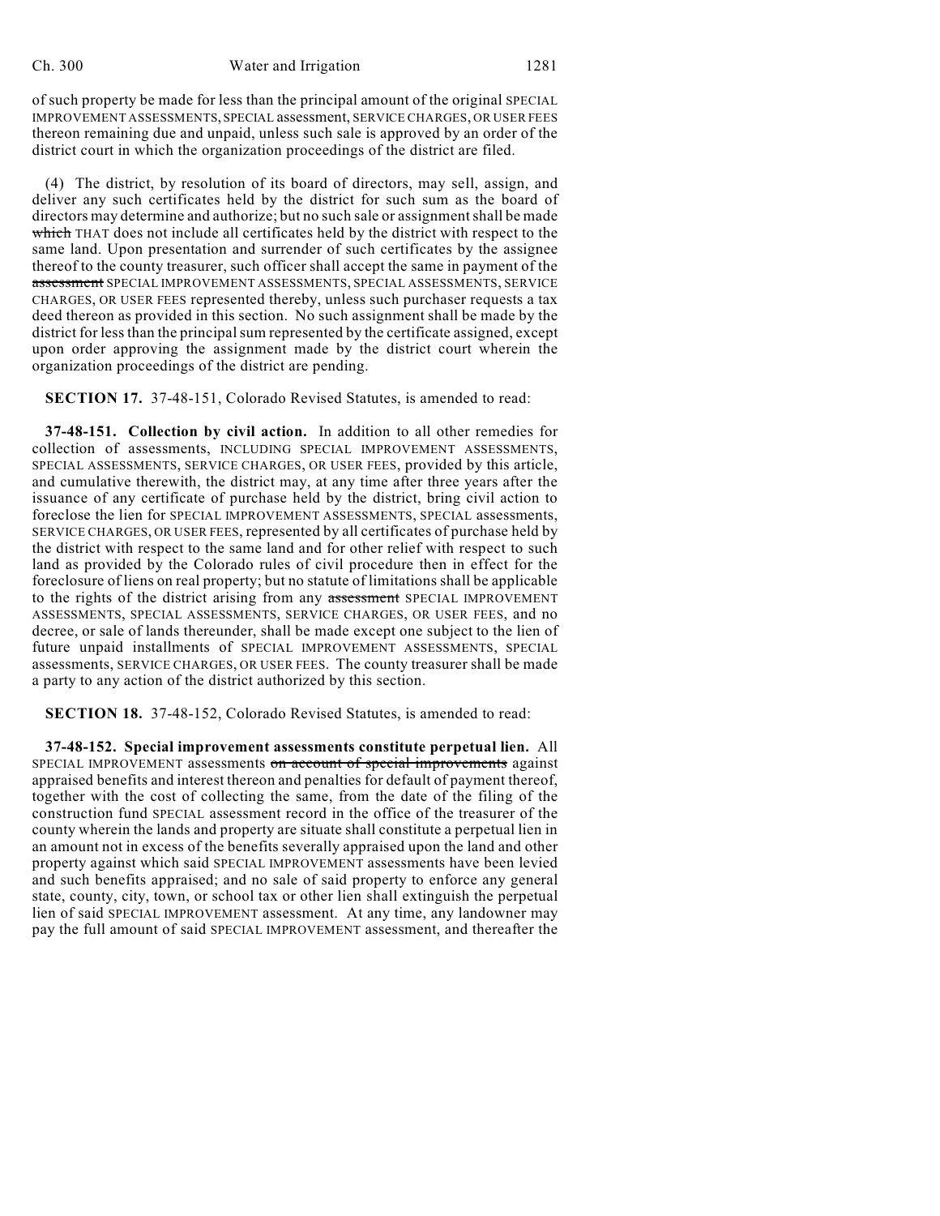of such property be made for less than the principal amount of the original SPECIAL IMPROVEMENT ASSESSMENTS, SPECIAL assessment, SERVICE CHARGES, OR USER FEES thereon remaining due and unpaid, unless such sale is approved by an order of the district court in which the organization proceedings of the district are filed.

(4) The district, by resolution of its board of directors, may sell, assign, and deliver any such certificates held by the district for such sum as the board of directors may determine and authorize; but no such sale or assignment shall be made ~~which~~ THAT does not include all certificates held by the district with respect to the same land. Upon presentation and surrender of such certificates by the assignee thereof to the county treasurer, such officer shall accept the same in payment of the ~~assessment~~ SPECIAL IMPROVEMENT ASSESSMENTS, SPECIAL ASSESSMENTS, SERVICE CHARGES, OR USER FEES represented thereby, unless such purchaser requests a tax deed thereon as provided in this section. No such assignment shall be made by the district for less than the principal sum represented by the certificate assigned, except upon order approving the assignment made by the district court wherein the organization proceedings of the district are pending.

**SECTION 17.** 37-48-151, Colorado Revised Statutes, is amended to read:

**37-48-151. Collection by civil action.** In addition to all other remedies for collection of assessments, INCLUDING SPECIAL IMPROVEMENT ASSESSMENTS, SPECIAL ASSESSMENTS, SERVICE CHARGES, OR USER FEES, provided by this article, and cumulative therewith, the district may, at any time after three years after the issuance of any certificate of purchase held by the district, bring civil action to foreclose the lien for SPECIAL IMPROVEMENT ASSESSMENTS, SPECIAL assessments, SERVICE CHARGES, OR USER FEES, represented by all certificates of purchase held by the district with respect to the same land and for other relief with respect to such land as provided by the Colorado rules of civil procedure then in effect for the foreclosure of liens on real property; but no statute of limitations shall be applicable to the rights of the district arising from any ~~assessment~~ SPECIAL IMPROVEMENT ASSESSMENTS, SPECIAL ASSESSMENTS, SERVICE CHARGES, OR USER FEES, and no decree, or sale of lands thereunder, shall be made except one subject to the lien of future unpaid installments of SPECIAL IMPROVEMENT ASSESSMENTS, SPECIAL assessments, SERVICE CHARGES, OR USER FEES. The county treasurer shall be made a party to any action of the district authorized by this section.

**SECTION 18.** 37-48-152, Colorado Revised Statutes, is amended to read:

**37-48-152. Special improvement assessments constitute perpetual lien.** All SPECIAL IMPROVEMENT assessments ~~on account of special improvements~~ against appraised benefits and interest thereon and penalties for default of payment thereof, together with the cost of collecting the same, from the date of the filing of the construction fund SPECIAL assessment record in the office of the treasurer of the county wherein the lands and property are situate shall constitute a perpetual lien in an amount not in excess of the benefits severally appraised upon the land and other property against which said SPECIAL IMPROVEMENT assessments have been levied and such benefits appraised; and no sale of said property to enforce any general state, county, city, town, or school tax or other lien shall extinguish the perpetual lien of said SPECIAL IMPROVEMENT assessment. At any time, any landowner may pay the full amount of said SPECIAL IMPROVEMENT assessment, and thereafter the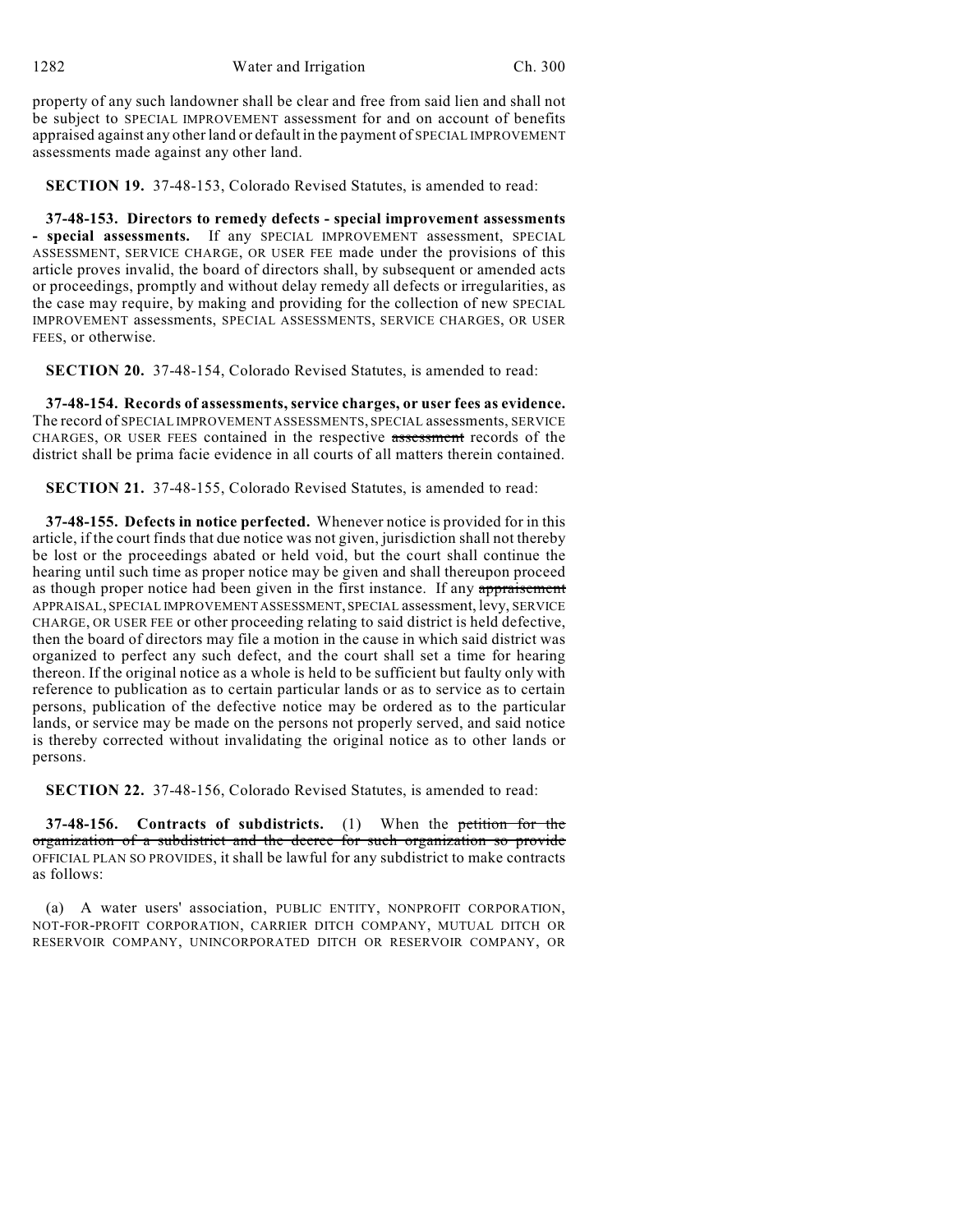property of any such landowner shall be clear and free from said lien and shall not be subject to SPECIAL IMPROVEMENT assessment for and on account of benefits appraised against any other land or default in the payment of SPECIAL IMPROVEMENT assessments made against any other land.

**SECTION 19.** 37-48-153, Colorado Revised Statutes, is amended to read:

**37-48-153. Directors to remedy defects - special improvement assessments - special assessments.** If any SPECIAL IMPROVEMENT assessment, SPECIAL ASSESSMENT, SERVICE CHARGE, OR USER FEE made under the provisions of this article proves invalid, the board of directors shall, by subsequent or amended acts or proceedings, promptly and without delay remedy all defects or irregularities, as the case may require, by making and providing for the collection of new SPECIAL IMPROVEMENT assessments, SPECIAL ASSESSMENTS, SERVICE CHARGES, OR USER FEES, or otherwise.

**SECTION 20.** 37-48-154, Colorado Revised Statutes, is amended to read:

**37-48-154. Records of assessments, service charges, or user fees as evidence.** The record of SPECIAL IMPROVEMENT ASSESSMENTS, SPECIAL assessments, SERVICE CHARGES, OR USER FEES contained in the respective ~~assessment~~ records of the district shall be prima facie evidence in all courts of all matters therein contained.

**SECTION 21.** 37-48-155, Colorado Revised Statutes, is amended to read:

**37-48-155. Defects in notice perfected.** Whenever notice is provided for in this article, if the court finds that due notice was not given, jurisdiction shall not thereby be lost or the proceedings abated or held void, but the court shall continue the hearing until such time as proper notice may be given and shall thereupon proceed as though proper notice had been given in the first instance. If any ~~appraisement~~ APPRAISAL, SPECIAL IMPROVEMENT ASSESSMENT, SPECIAL assessment, levy, SERVICE CHARGE, OR USER FEE or other proceeding relating to said district is held defective, then the board of directors may file a motion in the cause in which said district was organized to perfect any such defect, and the court shall set a time for hearing thereon. If the original notice as a whole is held to be sufficient but faulty only with reference to publication as to certain particular lands or as to service as to certain persons, publication of the defective notice may be ordered as to the particular lands, or service may be made on the persons not properly served, and said notice is thereby corrected without invalidating the original notice as to other lands or persons.

**SECTION 22.** 37-48-156, Colorado Revised Statutes, is amended to read:

**37-48-156. Contracts of subdistricts.** (1) When the ~~petition for the organization of a subdistrict and the decree for such organization so provide~~ OFFICIAL PLAN SO PROVIDES, it shall be lawful for any subdistrict to make contracts as follows:

(a) A water users' association, PUBLIC ENTITY, NONPROFIT CORPORATION, NOT-FOR-PROFIT CORPORATION, CARRIER DITCH COMPANY, MUTUAL DITCH OR RESERVOIR COMPANY, UNINCORPORATED DITCH OR RESERVOIR COMPANY, OR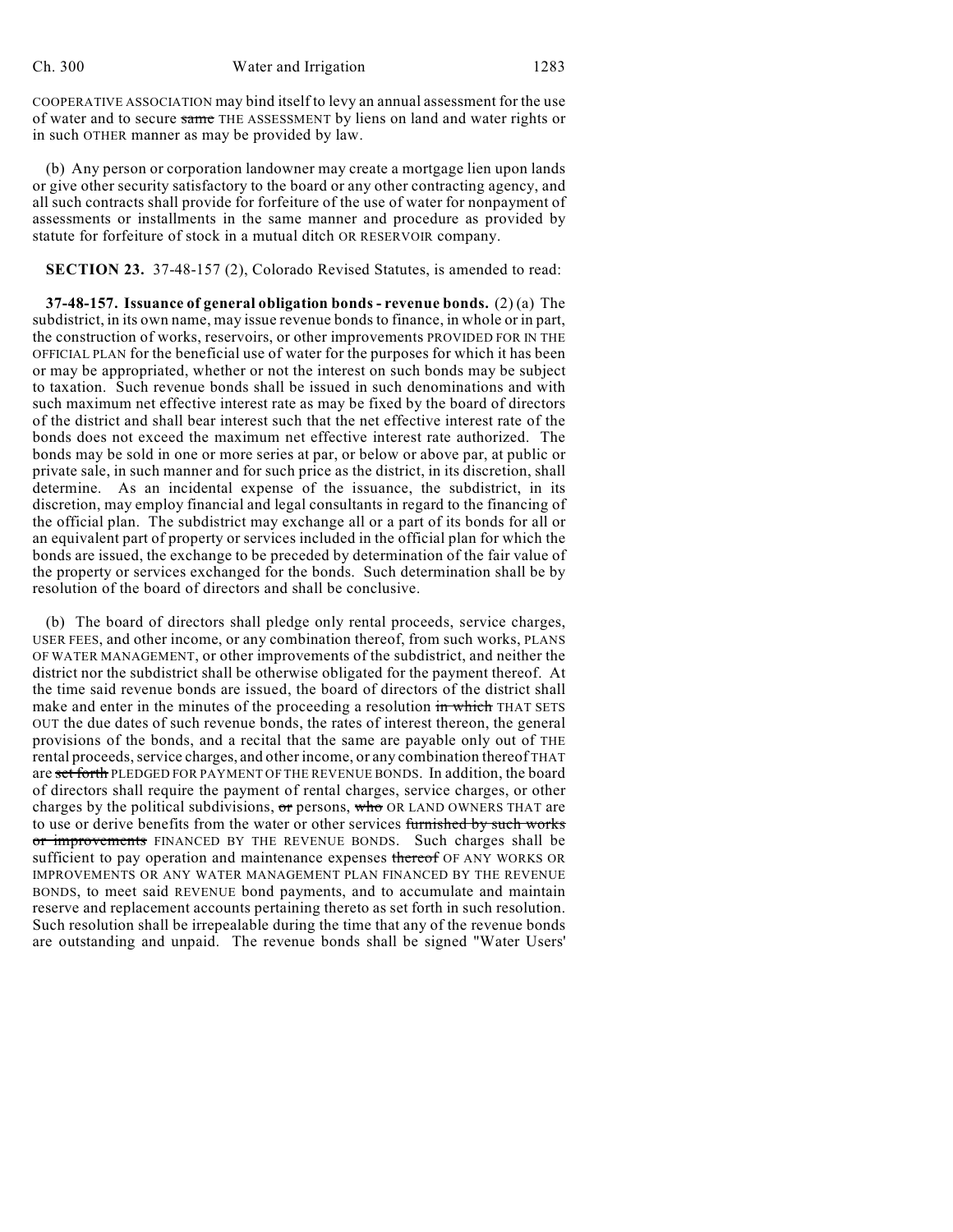COOPERATIVE ASSOCIATION may bind itself to levy an annual assessment for the use of water and to secure ~~same~~ THE ASSESSMENT by liens on land and water rights or in such OTHER manner as may be provided by law.

(b) Any person or corporation landowner may create a mortgage lien upon lands or give other security satisfactory to the board or any other contracting agency, and all such contracts shall provide for forfeiture of the use of water for nonpayment of assessments or installments in the same manner and procedure as provided by statute for forfeiture of stock in a mutual ditch OR RESERVOIR company.

**SECTION 23.** 37-48-157 (2), Colorado Revised Statutes, is amended to read:

**37-48-157. Issuance of general obligation bonds - revenue bonds.** (2) (a) The subdistrict, in its own name, may issue revenue bonds to finance, in whole or in part, the construction of works, reservoirs, or other improvements PROVIDED FOR IN THE OFFICIAL PLAN for the beneficial use of water for the purposes for which it has been or may be appropriated, whether or not the interest on such bonds may be subject to taxation. Such revenue bonds shall be issued in such denominations and with such maximum net effective interest rate as may be fixed by the board of directors of the district and shall bear interest such that the net effective interest rate of the bonds does not exceed the maximum net effective interest rate authorized. The bonds may be sold in one or more series at par, or below or above par, at public or private sale, in such manner and for such price as the district, in its discretion, shall determine. As an incidental expense of the issuance, the subdistrict, in its discretion, may employ financial and legal consultants in regard to the financing of the official plan. The subdistrict may exchange all or a part of its bonds for all or an equivalent part of property or services included in the official plan for which the bonds are issued, the exchange to be preceded by determination of the fair value of the property or services exchanged for the bonds. Such determination shall be by resolution of the board of directors and shall be conclusive.

(b) The board of directors shall pledge only rental proceeds, service charges, USER FEES, and other income, or any combination thereof, from such works, PLANS OF WATER MANAGEMENT, or other improvements of the subdistrict, and neither the district nor the subdistrict shall be otherwise obligated for the payment thereof. At the time said revenue bonds are issued, the board of directors of the district shall make and enter in the minutes of the proceeding a resolution ~~in which~~ THAT SETS OUT the due dates of such revenue bonds, the rates of interest thereon, the general provisions of the bonds, and a recital that the same are payable only out of THE rental proceeds, service charges, and other income, or any combination thereof THAT are ~~set forth~~ PLEDGED FOR PAYMENT OF THE REVENUE BONDS. In addition, the board of directors shall require the payment of rental charges, service charges, or other charges by the political subdivisions, ~~or~~ persons, ~~who~~ OR LAND OWNERS THAT are to use or derive benefits from the water or other services ~~furnished by such works or improvements~~ FINANCED BY THE REVENUE BONDS. Such charges shall be sufficient to pay operation and maintenance expenses ~~thereof~~ OF ANY WORKS OR IMPROVEMENTS OR ANY WATER MANAGEMENT PLAN FINANCED BY THE REVENUE BONDS, to meet said REVENUE bond payments, and to accumulate and maintain reserve and replacement accounts pertaining thereto as set forth in such resolution. Such resolution shall be irrepealable during the time that any of the revenue bonds are outstanding and unpaid. The revenue bonds shall be signed "Water Users'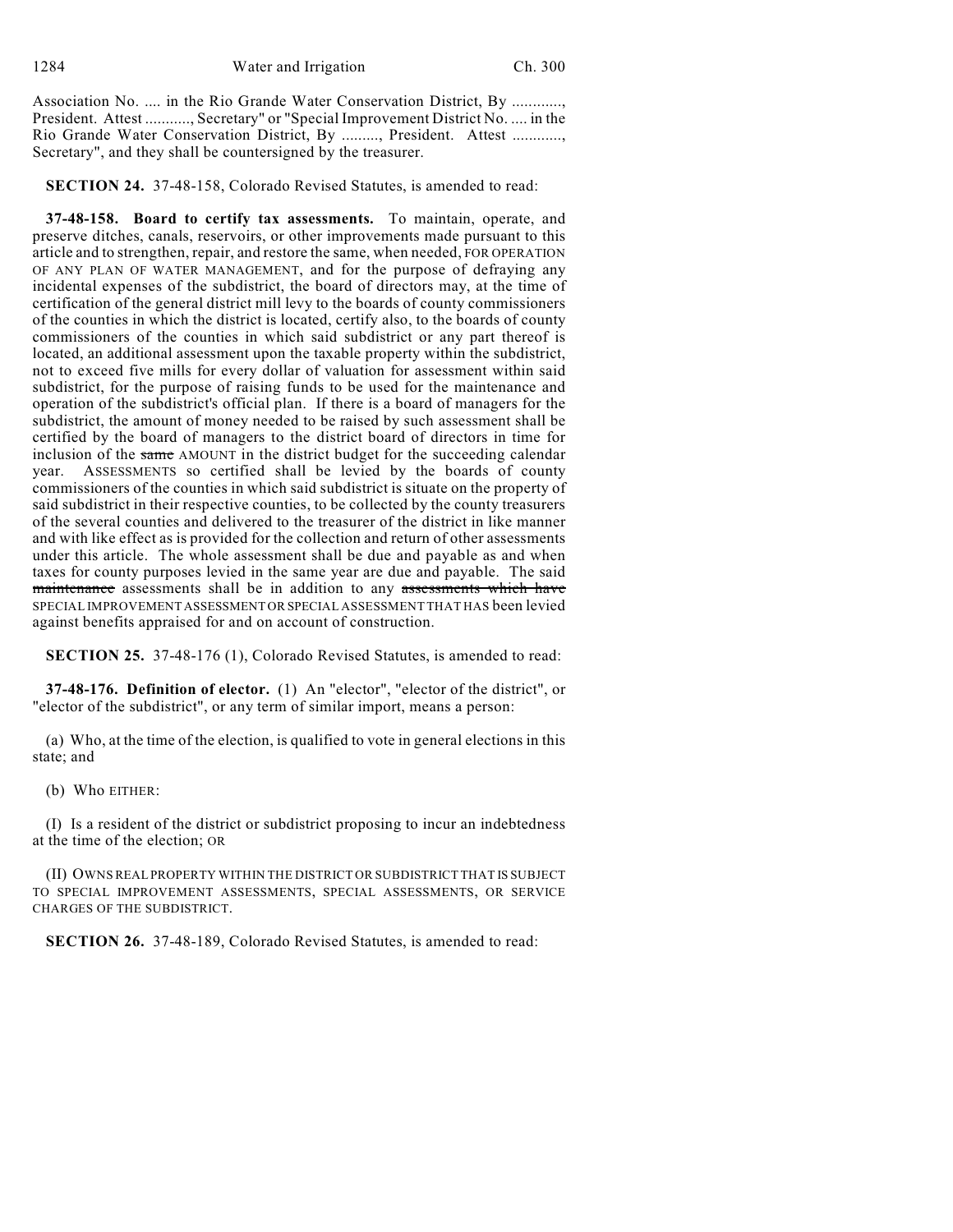Association No. .... in the Rio Grande Water Conservation District, By ............, President. Attest ..........., Secretary" or "Special Improvement District No. .... in the Rio Grande Water Conservation District, By ........., President. Attest ............, Secretary", and they shall be countersigned by the treasurer.

**SECTION 24.** 37-48-158, Colorado Revised Statutes, is amended to read:

**37-48-158. Board to certify tax assessments.** To maintain, operate, and preserve ditches, canals, reservoirs, or other improvements made pursuant to this article and to strengthen, repair, and restore the same, when needed, FOR OPERATION OF ANY PLAN OF WATER MANAGEMENT, and for the purpose of defraying any incidental expenses of the subdistrict, the board of directors may, at the time of certification of the general district mill levy to the boards of county commissioners of the counties in which the district is located, certify also, to the boards of county commissioners of the counties in which said subdistrict or any part thereof is located, an additional assessment upon the taxable property within the subdistrict, not to exceed five mills for every dollar of valuation for assessment within said subdistrict, for the purpose of raising funds to be used for the maintenance and operation of the subdistrict's official plan. If there is a board of managers for the subdistrict, the amount of money needed to be raised by such assessment shall be certified by the board of managers to the district board of directors in time for inclusion of the ~~same~~ AMOUNT in the district budget for the succeeding calendar year. ASSESSMENTS so certified shall be levied by the boards of county commissioners of the counties in which said subdistrict is situate on the property of said subdistrict in their respective counties, to be collected by the county treasurers of the several counties and delivered to the treasurer of the district in like manner and with like effect as is provided for the collection and return of other assessments under this article. The whole assessment shall be due and payable as and when taxes for county purposes levied in the same year are due and payable. The said ~~maintenance~~ assessments shall be in addition to any ~~assessments which have~~ SPECIAL IMPROVEMENT ASSESSMENT OR SPECIAL ASSESSMENT THAT HAS been levied against benefits appraised for and on account of construction.

**SECTION 25.** 37-48-176 (1), Colorado Revised Statutes, is amended to read:

**37-48-176. Definition of elector.** (1) An "elector", "elector of the district", or "elector of the subdistrict", or any term of similar import, means a person:

(a) Who, at the time of the election, is qualified to vote in general elections in this state; and

(b) Who EITHER:

(I) Is a resident of the district or subdistrict proposing to incur an indebtedness at the time of the election; OR

(II) OWNS REAL PROPERTY WITHIN THE DISTRICT OR SUBDISTRICT THAT IS SUBJECT TO SPECIAL IMPROVEMENT ASSESSMENTS, SPECIAL ASSESSMENTS, OR SERVICE CHARGES OF THE SUBDISTRICT.

**SECTION 26.** 37-48-189, Colorado Revised Statutes, is amended to read: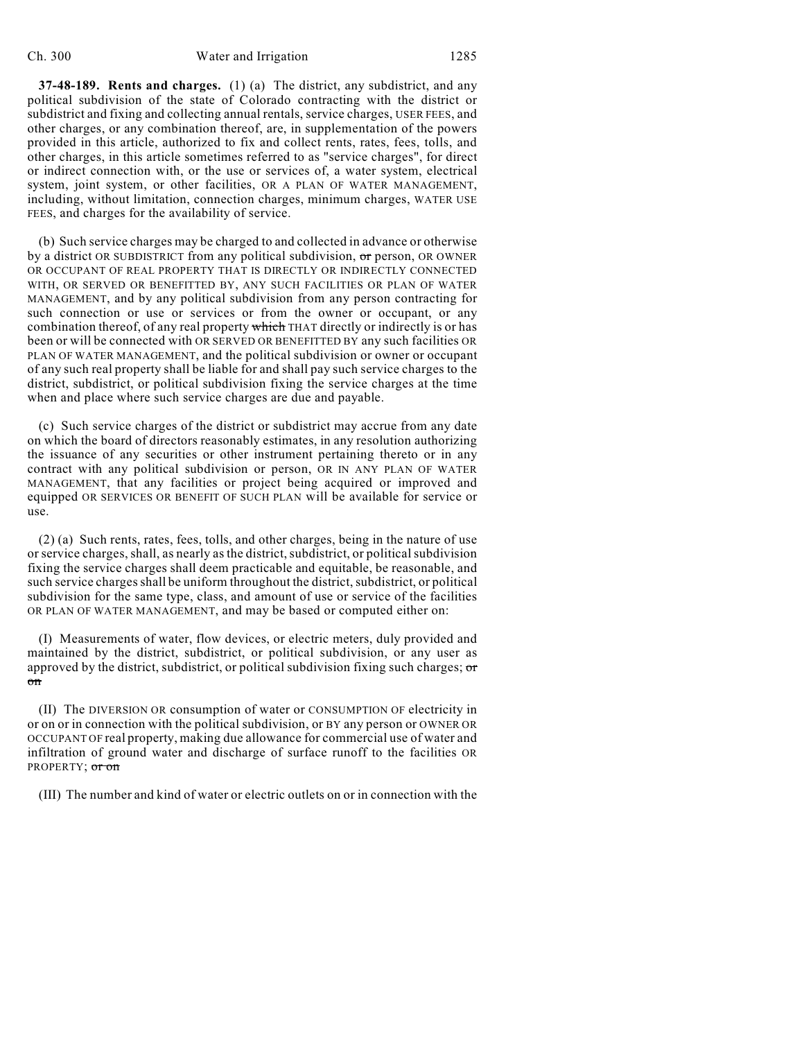**37-48-189. Rents and charges.** (1) (a) The district, any subdistrict, and any political subdivision of the state of Colorado contracting with the district or subdistrict and fixing and collecting annual rentals, service charges, USER FEES, and other charges, or any combination thereof, are, in supplementation of the powers provided in this article, authorized to fix and collect rents, rates, fees, tolls, and other charges, in this article sometimes referred to as "service charges", for direct or indirect connection with, or the use or services of, a water system, electrical system, joint system, or other facilities, OR A PLAN OF WATER MANAGEMENT, including, without limitation, connection charges, minimum charges, WATER USE FEES, and charges for the availability of service.

(b) Such service charges may be charged to and collected in advance or otherwise by a district OR SUBDISTRICT from any political subdivision, ~~or~~ person, OR OWNER OR OCCUPANT OF REAL PROPERTY THAT IS DIRECTLY OR INDIRECTLY CONNECTED WITH, OR SERVED OR BENEFITTED BY, ANY SUCH FACILITIES OR PLAN OF WATER MANAGEMENT, and by any political subdivision from any person contracting for such connection or use or services or from the owner or occupant, or any combination thereof, of any real property ~~which~~ THAT directly or indirectly is or has been or will be connected with OR SERVED OR BENEFITTED BY any such facilities OR PLAN OF WATER MANAGEMENT, and the political subdivision or owner or occupant of any such real property shall be liable for and shall pay such service charges to the district, subdistrict, or political subdivision fixing the service charges at the time when and place where such service charges are due and payable.

(c) Such service charges of the district or subdistrict may accrue from any date on which the board of directors reasonably estimates, in any resolution authorizing the issuance of any securities or other instrument pertaining thereto or in any contract with any political subdivision or person, OR IN ANY PLAN OF WATER MANAGEMENT, that any facilities or project being acquired or improved and equipped OR SERVICES OR BENEFIT OF SUCH PLAN will be available for service or use.

(2) (a) Such rents, rates, fees, tolls, and other charges, being in the nature of use or service charges, shall, as nearly as the district, subdistrict, or political subdivision fixing the service charges shall deem practicable and equitable, be reasonable, and such service charges shall be uniform throughout the district, subdistrict, or political subdivision for the same type, class, and amount of use or service of the facilities OR PLAN OF WATER MANAGEMENT, and may be based or computed either on:

(I) Measurements of water, flow devices, or electric meters, duly provided and maintained by the district, subdistrict, or political subdivision, or any user as approved by the district, subdistrict, or political subdivision fixing such charges; ~~or on~~

(II) The DIVERSION OR consumption of water or CONSUMPTION OF electricity in or on or in connection with the political subdivision, or BY any person or OWNER OR OCCUPANT OF real property, making due allowance for commercial use of water and infiltration of ground water and discharge of surface runoff to the facilities OR PROPERTY; ~~or on~~

(III) The number and kind of water or electric outlets on or in connection with the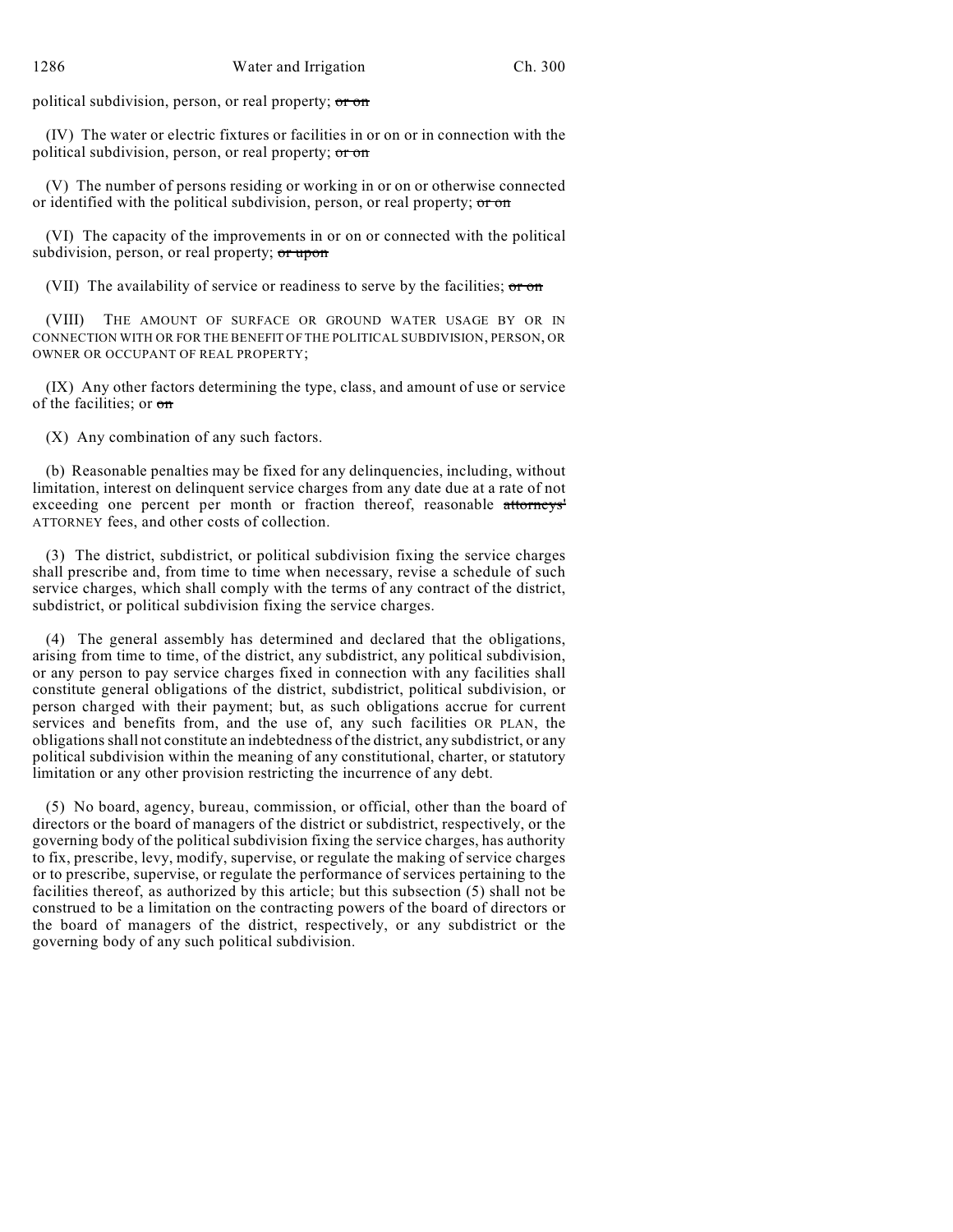political subdivision, person, or real property; ~~or on~~

(IV) The water or electric fixtures or facilities in or on or in connection with the political subdivision, person, or real property; ~~or on~~

(V) The number of persons residing or working in or on or otherwise connected or identified with the political subdivision, person, or real property; ~~or on~~

(VI) The capacity of the improvements in or on or connected with the political subdivision, person, or real property; ~~or upon~~

(VII) The availability of service or readiness to serve by the facilities; ~~or on~~

(VIII) THE AMOUNT OF SURFACE OR GROUND WATER USAGE BY OR IN CONNECTION WITH OR FOR THE BENEFIT OF THE POLITICAL SUBDIVISION, PERSON, OR OWNER OR OCCUPANT OF REAL PROPERTY;

(IX) Any other factors determining the type, class, and amount of use or service of the facilities; or ~~on~~

(X) Any combination of any such factors.

(b) Reasonable penalties may be fixed for any delinquencies, including, without limitation, interest on delinquent service charges from any date due at a rate of not exceeding one percent per month or fraction thereof, reasonable ~~attorneys'~~ ATTORNEY fees, and other costs of collection.

(3) The district, subdistrict, or political subdivision fixing the service charges shall prescribe and, from time to time when necessary, revise a schedule of such service charges, which shall comply with the terms of any contract of the district, subdistrict, or political subdivision fixing the service charges.

(4) The general assembly has determined and declared that the obligations, arising from time to time, of the district, any subdistrict, any political subdivision, or any person to pay service charges fixed in connection with any facilities shall constitute general obligations of the district, subdistrict, political subdivision, or person charged with their payment; but, as such obligations accrue for current services and benefits from, and the use of, any such facilities OR PLAN, the obligations shall not constitute an indebtedness of the district, any subdistrict, or any political subdivision within the meaning of any constitutional, charter, or statutory limitation or any other provision restricting the incurrence of any debt.

(5) No board, agency, bureau, commission, or official, other than the board of directors or the board of managers of the district or subdistrict, respectively, or the governing body of the political subdivision fixing the service charges, has authority to fix, prescribe, levy, modify, supervise, or regulate the making of service charges or to prescribe, supervise, or regulate the performance of services pertaining to the facilities thereof, as authorized by this article; but this subsection (5) shall not be construed to be a limitation on the contracting powers of the board of directors or the board of managers of the district, respectively, or any subdistrict or the governing body of any such political subdivision.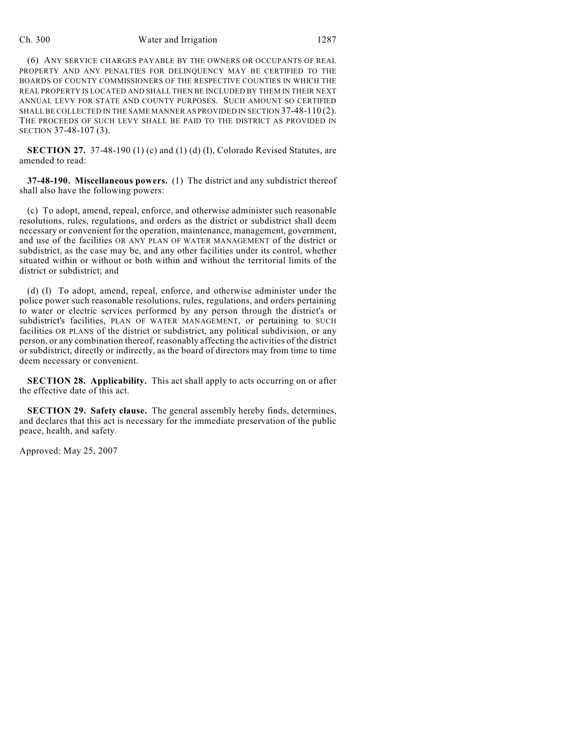(6) ANY SERVICE CHARGES PAYABLE BY THE OWNERS OR OCCUPANTS OF REAL PROPERTY AND ANY PENALTIES FOR DELINQUENCY MAY BE CERTIFIED TO THE BOARDS OF COUNTY COMMISSIONERS OF THE RESPECTIVE COUNTIES IN WHICH THE REAL PROPERTY IS LOCATED AND SHALL THEN BE INCLUDED BY THEM IN THEIR NEXT ANNUAL LEVY FOR STATE AND COUNTY PURPOSES. SUCH AMOUNT SO CERTIFIED SHALL BE COLLECTED IN THE SAME MANNER AS PROVIDED IN SECTION 37-48-110 (2). THE PROCEEDS OF SUCH LEVY SHALL BE PAID TO THE DISTRICT AS PROVIDED IN SECTION 37-48-107 (3).

**SECTION 27.** 37-48-190 (1) (c) and (1) (d) (I), Colorado Revised Statutes, are amended to read:

**37-48-190. Miscellaneous powers.** (1) The district and any subdistrict thereof shall also have the following powers:

(c) To adopt, amend, repeal, enforce, and otherwise administer such reasonable resolutions, rules, regulations, and orders as the district or subdistrict shall deem necessary or convenient for the operation, maintenance, management, government, and use of the facilities OR ANY PLAN OF WATER MANAGEMENT of the district or subdistrict, as the case may be, and any other facilities under its control, whether situated within or without or both within and without the territorial limits of the district or subdistrict; and

(d) (I) To adopt, amend, repeal, enforce, and otherwise administer under the police power such reasonable resolutions, rules, regulations, and orders pertaining to water or electric services performed by any person through the district's or subdistrict's facilities, PLAN OF WATER MANAGEMENT, or pertaining to SUCH facilities OR PLANS of the district or subdistrict, any political subdivision, or any person, or any combination thereof, reasonably affecting the activities of the district or subdistrict, directly or indirectly, as the board of directors may from time to time deem necessary or convenient.

**SECTION 28. Applicability.** This act shall apply to acts occurring on or after the effective date of this act.

**SECTION 29. Safety clause.** The general assembly hereby finds, determines, and declares that this act is necessary for the immediate preservation of the public peace, health, and safety.

Approved: May 25, 2007